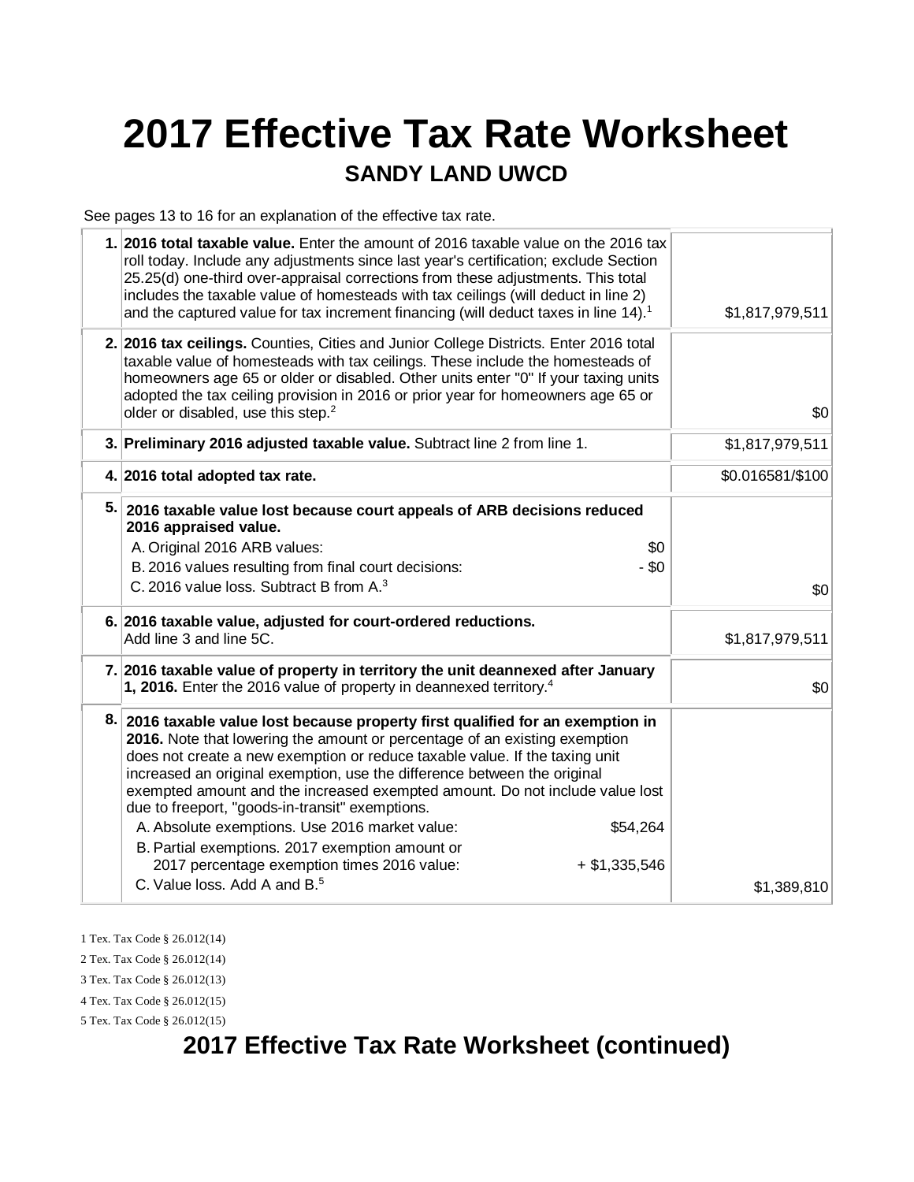# 2017 Effective Tax Rate Worksheet

## SANDY LAND UWCD

See pages 13 to 16 for an explanation of the effective tax rate.

| | | |
|---|---|---|
| **1.** | **2016 total taxable value.** Enter the amount of 2016 taxable value on the 2016 tax roll today. Include any adjustments since last year's certification; exclude Section 25.25(d) one-third over-appraisal corrections from these adjustments. This total includes the taxable value of homesteads with tax ceilings (will deduct in line 2) and the captured value for tax increment financing (will deduct taxes in line 14).[1] | $1,817,979,511 |
| **2.** | **2016 tax ceilings.** Counties, Cities and Junior College Districts. Enter 2016 total taxable value of homesteads with tax ceilings. These include the homesteads of homeowners age 65 or older or disabled. Other units enter "0" If your taxing units adopted the tax ceiling provision in 2016 or prior year for homeowners age 65 or older or disabled, use this step.[2] | $0 |
| **3.** | **Preliminary 2016 adjusted taxable value.** Subtract line 2 from line 1. | $1,817,979,511 |
| **4.** | **2016 total adopted tax rate.** | $0.016581/$100 |
| **5.** | **2016 taxable value lost because court appeals of ARB decisions reduced 2016 appraised value.**<br>A. Original 2016 ARB values: $0<br>B. 2016 values resulting from final court decisions: - $0<br>C. 2016 value loss. Subtract B from A.[3] | $0 |
| **6.** | **2016 taxable value, adjusted for court-ordered reductions.** Add line 3 and line 5C. | $1,817,979,511 |
| **7.** | **2016 taxable value of property in territory the unit deannexed after January 1, 2016.** Enter the 2016 value of property in deannexed territory.[4] | $0 |
| **8.** | **2016 taxable value lost because property first qualified for an exemption in 2016.** Note that lowering the amount or percentage of an existing exemption does not create a new exemption or reduce taxable value. If the taxing unit increased an original exemption, use the difference between the original exempted amount and the increased exempted amount. Do not include value lost due to freeport, "goods-in-transit" exemptions.<br>A. Absolute exemptions. Use 2016 market value: $54,264<br>B. Partial exemptions. 2017 exemption amount or 2017 percentage exemption times 2016 value: + $1,335,546<br>C. Value loss. Add A and B.[5] | $1,389,810 |

1 Tex. Tax Code § 26.012(14)

2 Tex. Tax Code § 26.012(14)

3 Tex. Tax Code § 26.012(13)

4 Tex. Tax Code § 26.012(15)

5 Tex. Tax Code § 26.012(15)

# 2017 Effective Tax Rate Worksheet (continued)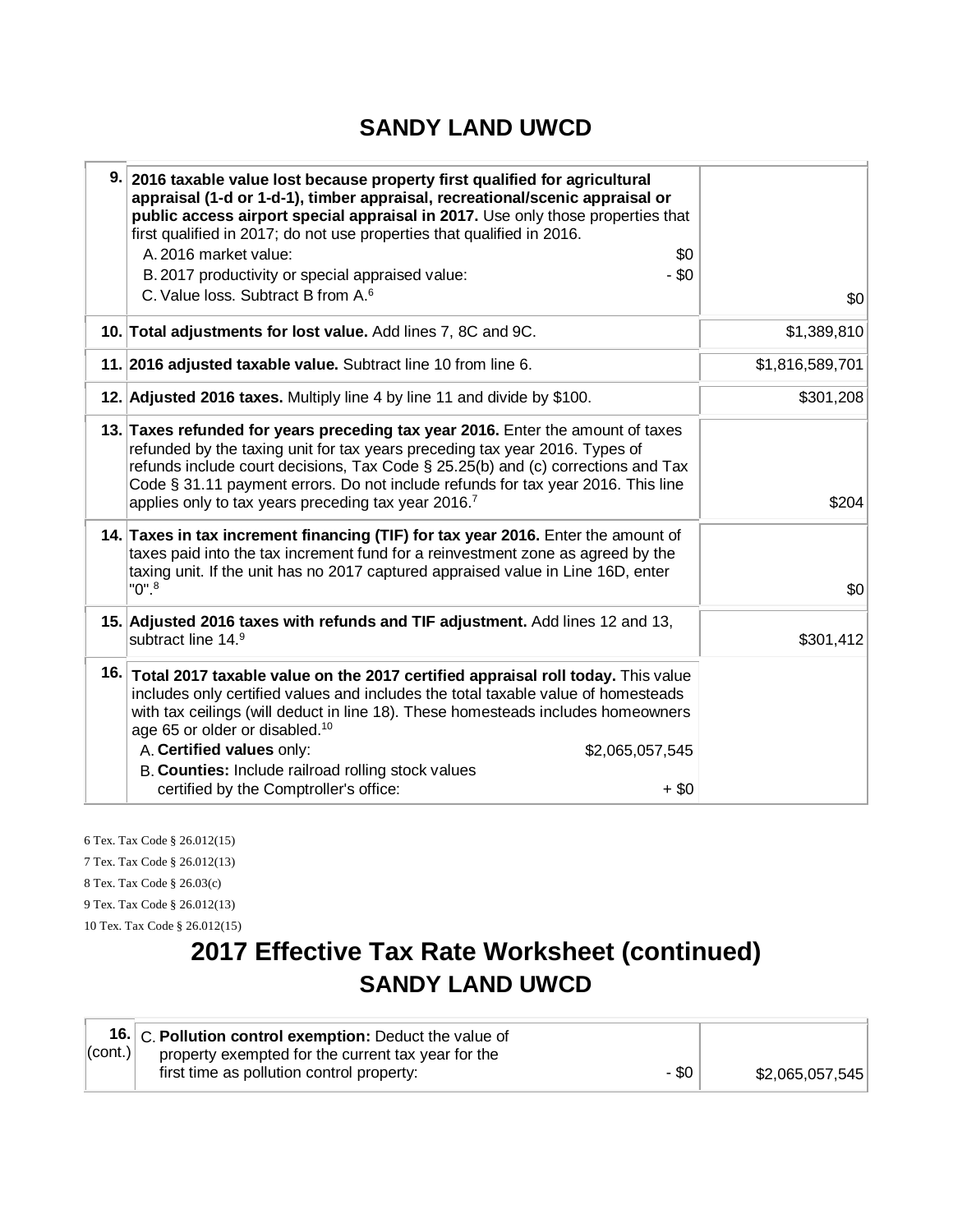# SANDY LAND UWCD

| | | |
|---|---|---|
| 9. | **2016 taxable value lost because property first qualified for agricultural appraisal (1-d or 1-d-1), timber appraisal, recreational/scenic appraisal or public access airport special appraisal in 2017.** Use only those properties that first qualified in 2017; do not use properties that qualified in 2016.<br>A. 2016 market value: $0<br>B. 2017 productivity or special appraised value: - $0<br>C. Value loss. Subtract B from A.[6] | $0 |
| 10. | **Total adjustments for lost value.** Add lines 7, 8C and 9C. | $1,389,810 |
| 11. | **2016 adjusted taxable value.** Subtract line 10 from line 6. | $1,816,589,701 |
| 12. | **Adjusted 2016 taxes.** Multiply line 4 by line 11 and divide by $100. | $301,208 |
| 13. | **Taxes refunded for years preceding tax year 2016.** Enter the amount of taxes refunded by the taxing unit for tax years preceding tax year 2016. Types of refunds include court decisions, Tax Code § 25.25(b) and (c) corrections and Tax Code § 31.11 payment errors. Do not include refunds for tax year 2016. This line applies only to tax years preceding tax year 2016.[7] | $204 |
| 14. | **Taxes in tax increment financing (TIF) for tax year 2016.** Enter the amount of taxes paid into the tax increment fund for a reinvestment zone as agreed by the taxing unit. If the unit has no 2017 captured appraised value in Line 16D, enter "0".[8] | $0 |
| 15. | **Adjusted 2016 taxes with refunds and TIF adjustment.** Add lines 12 and 13, subtract line 14.[9] | $301,412 |
| 16. | **Total 2017 taxable value on the 2017 certified appraisal roll today.** This value includes only certified values and includes the total taxable value of homesteads with tax ceilings (will deduct in line 18). These homesteads includes homeowners age 65 or older or disabled.[10]<br>A. **Certified values** only: $2,065,057,545<br>B. **Counties:** Include railroad rolling stock values certified by the Comptroller's office: + $0 | |

6 Tex. Tax Code § 26.012(15)

7 Tex. Tax Code § 26.012(13)

8 Tex. Tax Code § 26.03(c)

9 Tex. Tax Code § 26.012(13)

10 Tex. Tax Code § 26.012(15)

# 2017 Effective Tax Rate Worksheet (continued)

## SANDY LAND UWCD

| | | |
|---|---|---|
| 16. (cont.) | C. **Pollution control exemption:** Deduct the value of property exempted for the current tax year for the first time as pollution control property: - $0 | $2,065,057,545 |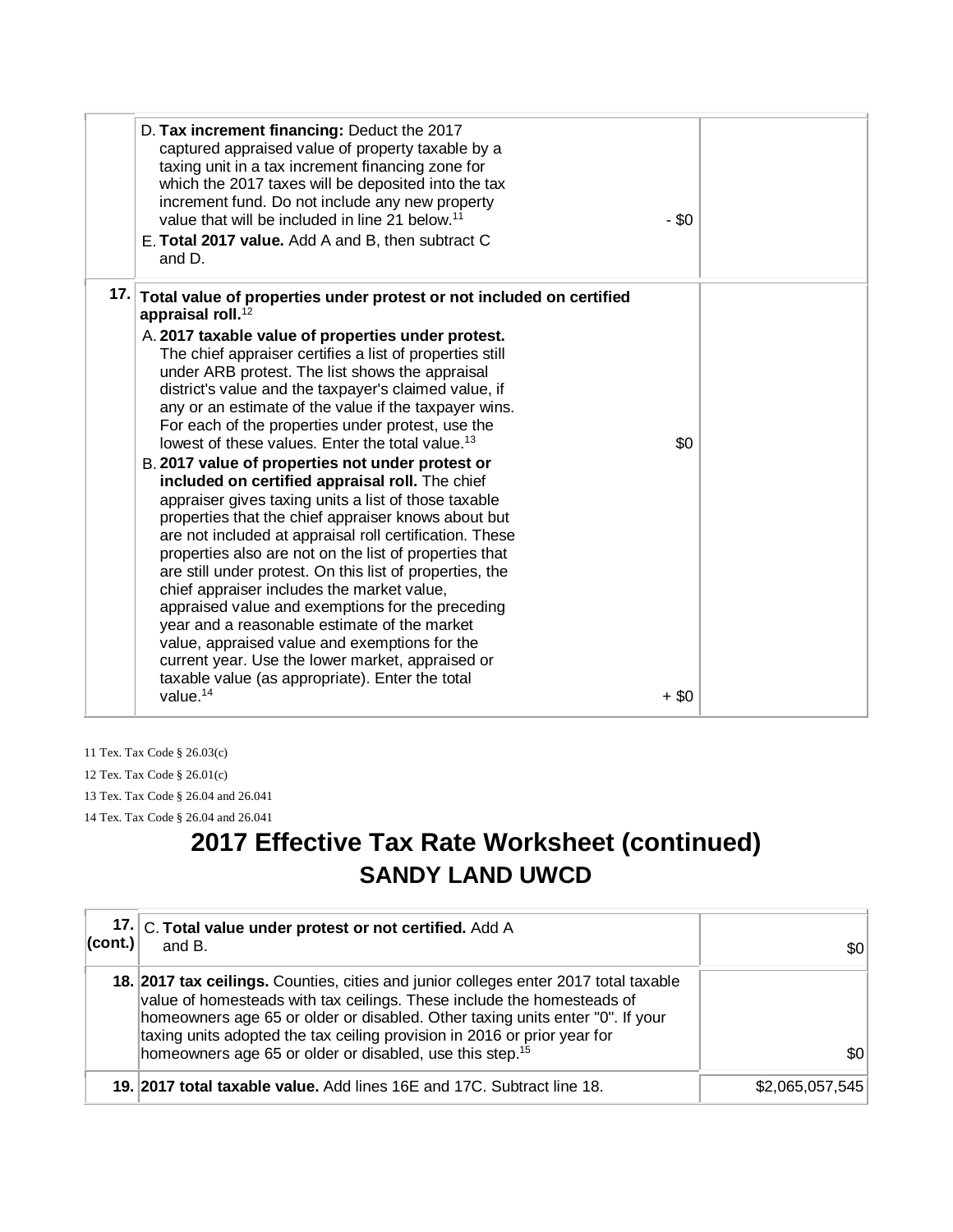| | | | |
|---|---|---|---|
| | D. **Tax increment financing:** Deduct the 2017 captured appraised value of property taxable by a taxing unit in a tax increment financing zone for which the 2017 taxes will be deposited into the tax increment fund. Do not include any new property value that will be included in line 21 below.[11]<br>E. **Total 2017 value.** Add A and B, then subtract C and D. | - $0 | |
| **17.** | **Total value of properties under protest or not included on certified appraisal roll.**[12]<br>A. **2017 taxable value of properties under protest.** The chief appraiser certifies a list of properties still under ARB protest. The list shows the appraisal district's value and the taxpayer's claimed value, if any or an estimate of the value if the taxpayer wins. For each of the properties under protest, use the lowest of these values. Enter the total value.[13] | $0 | |
| | B. **2017 value of properties not under protest or included on certified appraisal roll.** The chief appraiser gives taxing units a list of those taxable properties that the chief appraiser knows about but are not included at appraisal roll certification. These properties also are not on the list of properties that are still under protest. On this list of properties, the chief appraiser includes the market value, appraised value and exemptions for the preceding year and a reasonable estimate of the market value, appraised value and exemptions for the current year. Use the lower market, appraised or taxable value (as appropriate). Enter the total value.[14] | + $0 | |

11 Tex. Tax Code § 26.03(c)

12 Tex. Tax Code § 26.01(c)

13 Tex. Tax Code § 26.04 and 26.041

14 Tex. Tax Code § 26.04 and 26.041

# 2017 Effective Tax Rate Worksheet (continued)

## SANDY LAND UWCD

| | | |
|---|---|---|
| **17. (cont.)** | C. **Total value under protest or not certified.** Add A and B. | $0 |
| **18.** | **2017 tax ceilings.** Counties, cities and junior colleges enter 2017 total taxable value of homesteads with tax ceilings. These include the homesteads of homeowners age 65 or older or disabled. Other taxing units enter "0". If your taxing units adopted the tax ceiling provision in 2016 or prior year for homeowners age 65 or older or disabled, use this step.[15] | $0 |
| **19.** | **2017 total taxable value.** Add lines 16E and 17C. Subtract line 18. | $2,065,057,545 |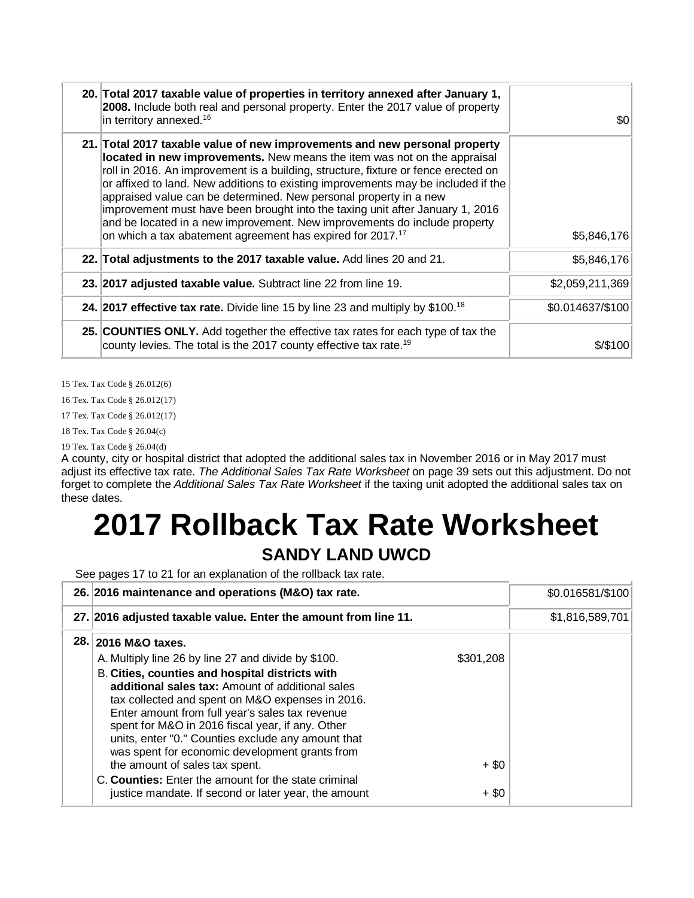| | | |
|---|---|---|
| 20. | **Total 2017 taxable value of properties in territory annexed after January 1, 2008.** Include both real and personal property. Enter the 2017 value of property in territory annexed.[16] | $0 |
| 21. | **Total 2017 taxable value of new improvements and new personal property located in new improvements.** New means the item was not on the appraisal roll in 2016. An improvement is a building, structure, fixture or fence erected on or affixed to land. New additions to existing improvements may be included if the appraised value can be determined. New personal property in a new improvement must have been brought into the taxing unit after January 1, 2016 and be located in a new improvement. New improvements do include property on which a tax abatement agreement has expired for 2017.[17] | $5,846,176 |
| 22. | **Total adjustments to the 2017 taxable value.** Add lines 20 and 21. | $5,846,176 |
| 23. | **2017 adjusted taxable value.** Subtract line 22 from line 19. | $2,059,211,369 |
| 24. | **2017 effective tax rate.** Divide line 15 by line 23 and multiply by $100.[18] | $0.014637/$100 |
| 25. | **COUNTIES ONLY.** Add together the effective tax rates for each type of tax the county levies. The total is the 2017 county effective tax rate.[19] | $/$100 |

15 Tex. Tax Code § 26.012(6)

16 Tex. Tax Code § 26.012(17)

17 Tex. Tax Code § 26.012(17)

18 Tex. Tax Code § 26.04(c)

19 Tex. Tax Code § 26.04(d)

A county, city or hospital district that adopted the additional sales tax in November 2016 or in May 2017 must adjust its effective tax rate. *The Additional Sales Tax Rate Worksheet* on page 39 sets out this adjustment. Do not forget to complete the *Additional Sales Tax Rate Worksheet* if the taxing unit adopted the additional sales tax on these dates.

# 2017 Rollback Tax Rate Worksheet

## SANDY LAND UWCD

See pages 17 to 21 for an explanation of the rollback tax rate.

| | | | |
|---|---|---|---|
| 26. | **2016 maintenance and operations (M&O) tax rate.** | | $0.016581/$100 |
| 27. | **2016 adjusted taxable value. Enter the amount from line 11.** | | $1,816,589,701 |
| 28. | **2016 M&O taxes.** | | |
| | A. Multiply line 26 by line 27 and divide by $100. | $301,208 | |
| | B. **Cities, counties and hospital districts with additional sales tax:** Amount of additional sales tax collected and spent on M&O expenses in 2016. Enter amount from full year's sales tax revenue spent for M&O in 2016 fiscal year, if any. Other units, enter "0." Counties exclude any amount that was spent for economic development grants from the amount of sales tax spent. | + $0 | |
| | C. **Counties:** Enter the amount for the state criminal justice mandate. If second or later year, the amount | + $0 | |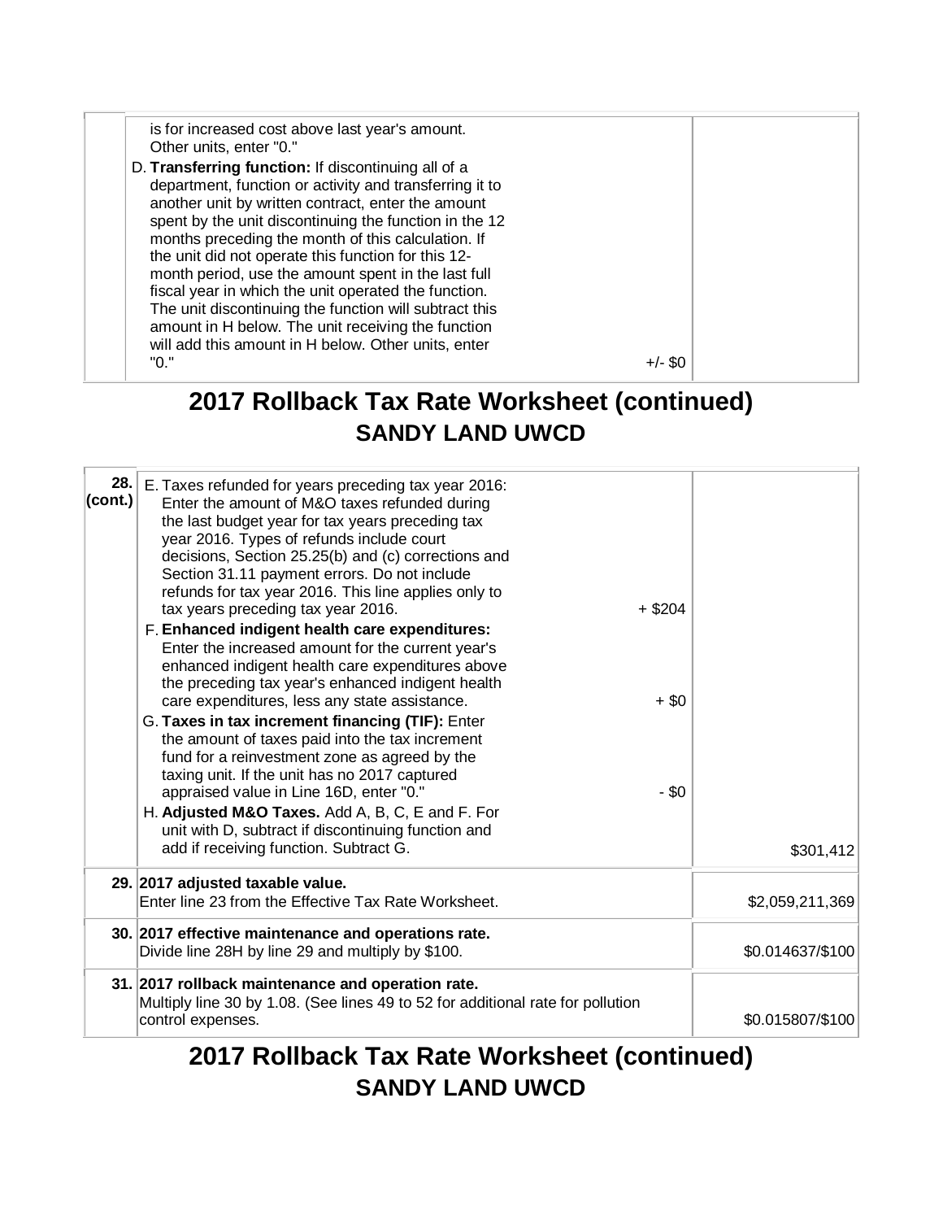| | | |
|---|---|---|
| | is for increased cost above last year's amount. Other units, enter "0."<br>D. **Transferring function:** If discontinuing all of a department, function or activity and transferring it to another unit by written contract, enter the amount spent by the unit discontinuing the function in the 12 months preceding the month of this calculation. If the unit did not operate this function for this 12-month period, use the amount spent in the last full fiscal year in which the unit operated the function. The unit discontinuing the function will subtract this amount in H below. The unit receiving the function will add this amount in H below. Other units, enter "0." +/- $0 | |

## 2017 Rollback Tax Rate Worksheet (continued)
## SANDY LAND UWCD

| | | |
|---|---|---|
| **28. (cont.)** | E. Taxes refunded for years preceding tax year 2016: Enter the amount of M&O taxes refunded during the last budget year for tax years preceding tax year 2016. Types of refunds include court decisions, Section 25.25(b) and (c) corrections and Section 31.11 payment errors. Do not include refunds for tax year 2016. This line applies only to tax years preceding tax year 2016. + $204<br>F. **Enhanced indigent health care expenditures:** Enter the increased amount for the current year's enhanced indigent health care expenditures above the preceding tax year's enhanced indigent health care expenditures, less any state assistance. + $0<br>G. **Taxes in tax increment financing (TIF):** Enter the amount of taxes paid into the tax increment fund for a reinvestment zone as agreed by the taxing unit. If the unit has no 2017 captured appraised value in Line 16D, enter "0." - $0<br>H. **Adjusted M&O Taxes.** Add A, B, C, E and F. For unit with D, subtract if discontinuing function and add if receiving function. Subtract G. | $301,412 |
| **29.** | **2017 adjusted taxable value.**<br>Enter line 23 from the Effective Tax Rate Worksheet. | $2,059,211,369 |
| **30.** | **2017 effective maintenance and operations rate.**<br>Divide line 28H by line 29 and multiply by $100. | $0.014637/$100 |
| **31.** | **2017 rollback maintenance and operation rate.**<br>Multiply line 30 by 1.08. (See lines 49 to 52 for additional rate for pollution control expenses. | $0.015807/$100 |

## 2017 Rollback Tax Rate Worksheet (continued)
## SANDY LAND UWCD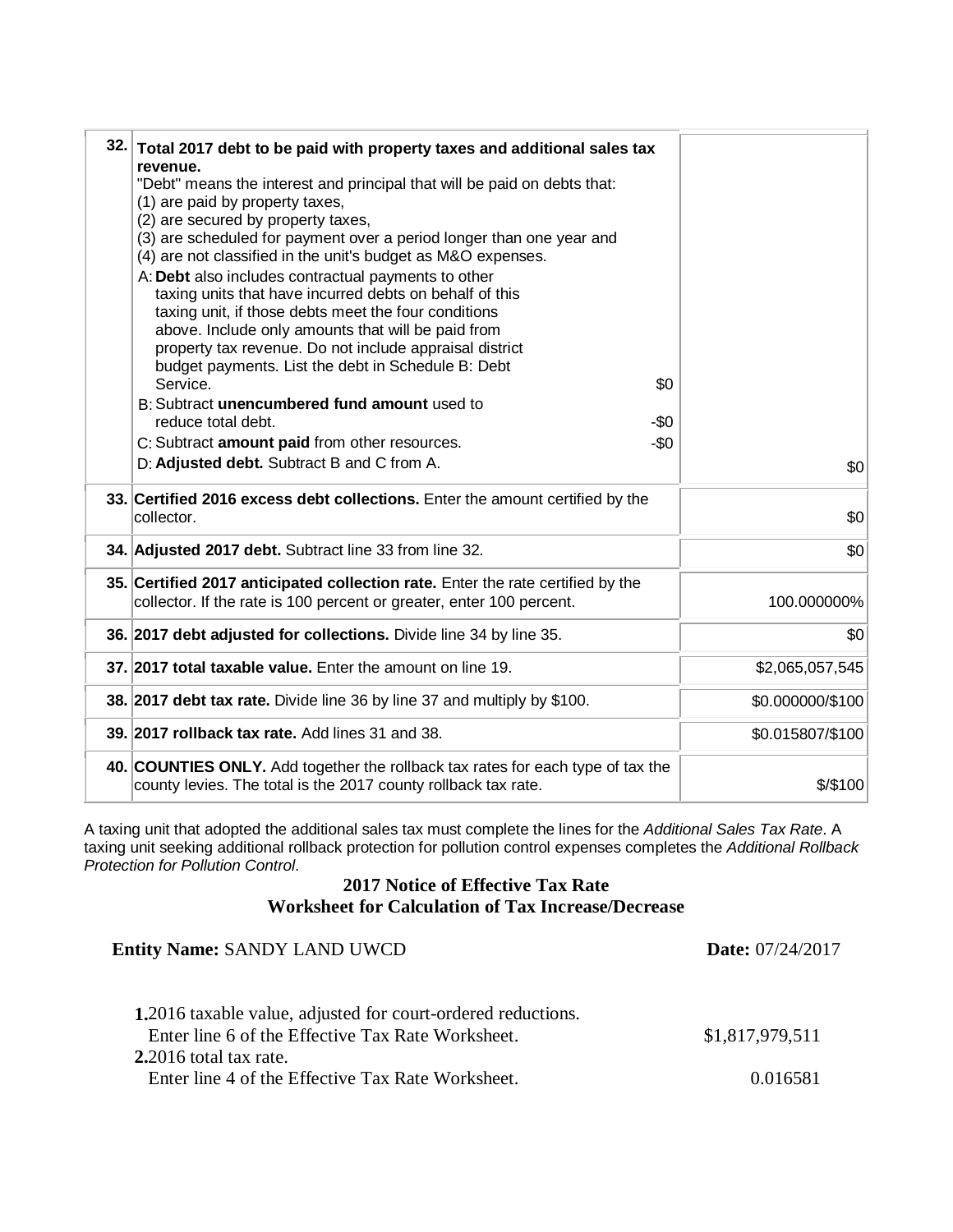| | | |
|---|---|---|
| 32. | **Total 2017 debt to be paid with property taxes and additional sales tax revenue.**<br>"Debt" means the interest and principal that will be paid on debts that:<br>(1) are paid by property taxes,<br>(2) are secured by property taxes,<br>(3) are scheduled for payment over a period longer than one year and<br>(4) are not classified in the unit's budget as M&O expenses.<br>A: **Debt** also includes contractual payments to other taxing units that have incurred debts on behalf of this taxing unit, if those debts meet the four conditions above. Include only amounts that will be paid from property tax revenue. Do not include appraisal district budget payments. List the debt in Schedule B: Debt Service. $0<br>B: Subtract **unencumbered fund amount** used to reduce total debt. -$0<br>C: Subtract **amount paid** from other resources. -$0<br>D: **Adjusted debt.** Subtract B and C from A. | $0 |
| 33. | **Certified 2016 excess debt collections.** Enter the amount certified by the collector. | $0 |
| 34. | **Adjusted 2017 debt.** Subtract line 33 from line 32. | $0 |
| 35. | **Certified 2017 anticipated collection rate.** Enter the rate certified by the collector. If the rate is 100 percent or greater, enter 100 percent. | 100.000000% |
| 36. | **2017 debt adjusted for collections.** Divide line 34 by line 35. | $0 |
| 37. | **2017 total taxable value.** Enter the amount on line 19. | $2,065,057,545 |
| 38. | **2017 debt tax rate.** Divide line 36 by line 37 and multiply by $100. | $0.000000/$100 |
| 39. | **2017 rollback tax rate.** Add lines 31 and 38. | $0.015807/$100 |
| 40. | **COUNTIES ONLY.** Add together the rollback tax rates for each type of tax the county levies. The total is the 2017 county rollback tax rate. | $/$100 |

A taxing unit that adopted the additional sales tax must complete the lines for the *Additional Sales Tax Rate*. A taxing unit seeking additional rollback protection for pollution control expenses completes the *Additional Rollback Protection for Pollution Control*.

## 2017 Notice of Effective Tax Rate
## Worksheet for Calculation of Tax Increase/Decrease

**Entity Name:** SANDY LAND UWCD **Date:** 07/24/2017

| | |
|---|---|
| **1.** 2016 taxable value, adjusted for court-ordered reductions.<br>Enter line 6 of the Effective Tax Rate Worksheet. | $1,817,979,511 |
| **2.** 2016 total tax rate.<br>Enter line 4 of the Effective Tax Rate Worksheet. | 0.016581 |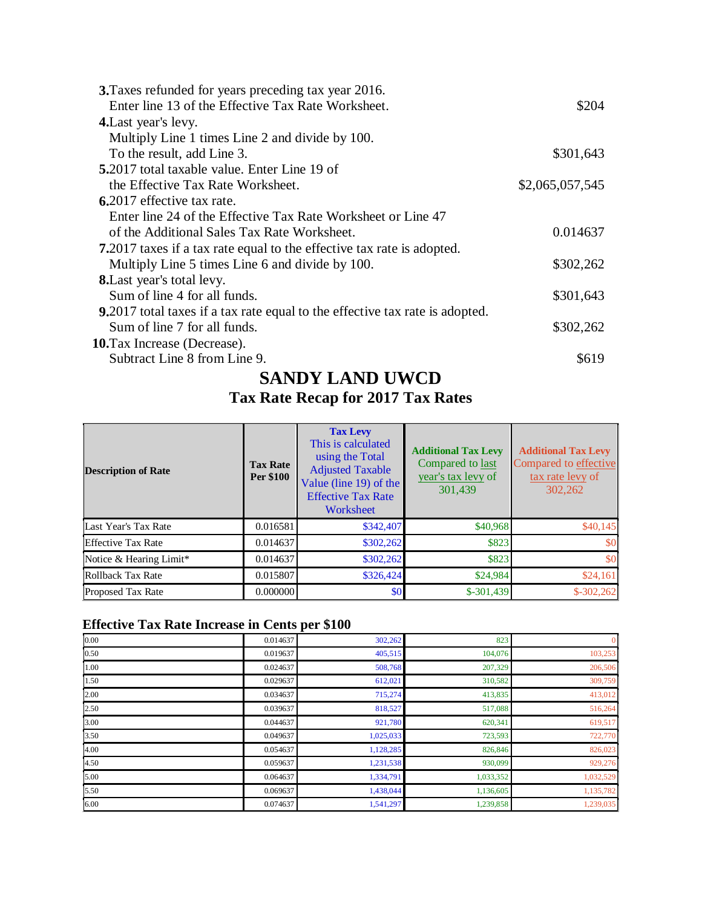**3.** Taxes refunded for years preceding tax year 2016.
Enter line 13 of the Effective Tax Rate Worksheet. $204

**4.** Last year's levy.
Multiply Line 1 times Line 2 and divide by 100.
To the result, add Line 3. $301,643

**5.** 2017 total taxable value. Enter Line 19 of
the Effective Tax Rate Worksheet. $2,065,057,545

**6.** 2017 effective tax rate.
Enter line 24 of the Effective Tax Rate Worksheet or Line 47
of the Additional Sales Tax Rate Worksheet. 0.014637

**7.** 2017 taxes if a tax rate equal to the effective tax rate is adopted.
Multiply Line 5 times Line 6 and divide by 100. $302,262

**8.** Last year's total levy.
Sum of line 4 for all funds. $301,643

**9.** 2017 total taxes if a tax rate equal to the effective tax rate is adopted.
Sum of line 7 for all funds. $302,262

**10.** Tax Increase (Decrease).
Subtract Line 8 from Line 9. $619

# SANDY LAND UWCD

## Tax Rate Recap for 2017 Tax Rates

| Description of Rate | Tax Rate Per $100 | Tax Levy This is calculated using the Total Adjusted Taxable Value (line 19) of the Effective Tax Rate Worksheet | Additional Tax Levy Compared to last year's tax levy of 301,439 | Additional Tax Levy Compared to effective tax rate levy of 302,262 |
|---|---|---|---|---|
| Last Year's Tax Rate | 0.016581 | $342,407 | $40,968 | $40,145 |
| Effective Tax Rate | 0.014637 | $302,262 | $823 | $0 |
| Notice & Hearing Limit* | 0.014637 | $302,262 | $823 | $0 |
| Rollback Tax Rate | 0.015807 | $326,424 | $24,984 | $24,161 |
| Proposed Tax Rate | 0.000000 | $0 | $-301,439 | $-302,262 |

### Effective Tax Rate Increase in Cents per $100

| | | | | |
|---|---|---|---|---|
| 0.00 | 0.014637 | 302,262 | 823 | 0 |
| 0.50 | 0.019637 | 405,515 | 104,076 | 103,253 |
| 1.00 | 0.024637 | 508,768 | 207,329 | 206,506 |
| 1.50 | 0.029637 | 612,021 | 310,582 | 309,759 |
| 2.00 | 0.034637 | 715,274 | 413,835 | 413,012 |
| 2.50 | 0.039637 | 818,527 | 517,088 | 516,264 |
| 3.00 | 0.044637 | 921,780 | 620,341 | 619,517 |
| 3.50 | 0.049637 | 1,025,033 | 723,593 | 722,770 |
| 4.00 | 0.054637 | 1,128,285 | 826,846 | 826,023 |
| 4.50 | 0.059637 | 1,231,538 | 930,099 | 929,276 |
| 5.00 | 0.064637 | 1,334,791 | 1,033,352 | 1,032,529 |
| 5.50 | 0.069637 | 1,438,044 | 1,136,605 | 1,135,782 |
| 6.00 | 0.074637 | 1,541,297 | 1,239,858 | 1,239,035 |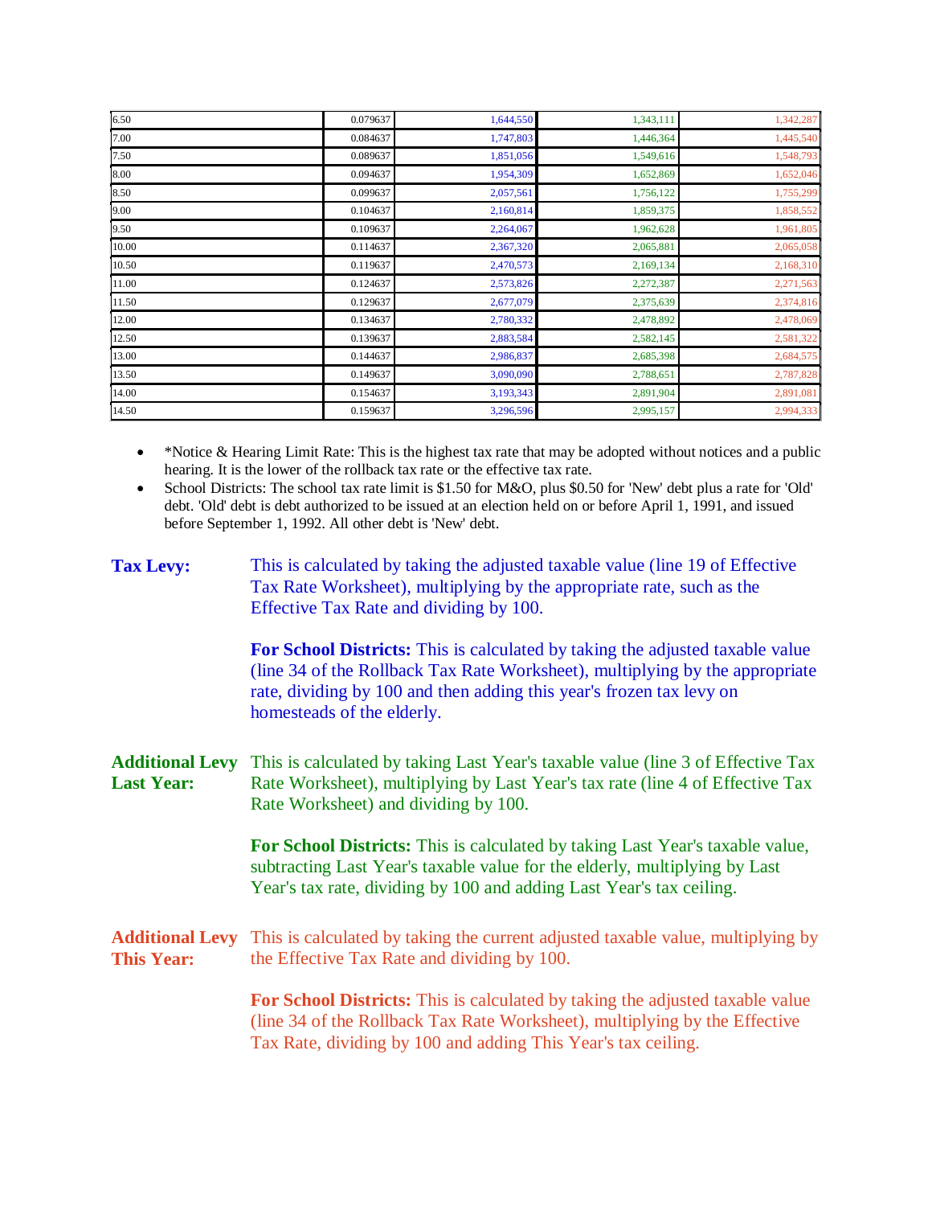| | | | | |
|---|---|---|---|---|
| 6.50 | 0.079637 | 1,644,550 | 1,343,111 | 1,342,287 |
| 7.00 | 0.084637 | 1,747,803 | 1,446,364 | 1,445,540 |
| 7.50 | 0.089637 | 1,851,056 | 1,549,616 | 1,548,793 |
| 8.00 | 0.094637 | 1,954,309 | 1,652,869 | 1,652,046 |
| 8.50 | 0.099637 | 2,057,561 | 1,756,122 | 1,755,299 |
| 9.00 | 0.104637 | 2,160,814 | 1,859,375 | 1,858,552 |
| 9.50 | 0.109637 | 2,264,067 | 1,962,628 | 1,961,805 |
| 10.00 | 0.114637 | 2,367,320 | 2,065,881 | 2,065,058 |
| 10.50 | 0.119637 | 2,470,573 | 2,169,134 | 2,168,310 |
| 11.00 | 0.124637 | 2,573,826 | 2,272,387 | 2,271,563 |
| 11.50 | 0.129637 | 2,677,079 | 2,375,639 | 2,374,816 |
| 12.00 | 0.134637 | 2,780,332 | 2,478,892 | 2,478,069 |
| 12.50 | 0.139637 | 2,883,584 | 2,582,145 | 2,581,322 |
| 13.00 | 0.144637 | 2,986,837 | 2,685,398 | 2,684,575 |
| 13.50 | 0.149637 | 3,090,090 | 2,788,651 | 2,787,828 |
| 14.00 | 0.154637 | 3,193,343 | 2,891,904 | 2,891,081 |
| 14.50 | 0.159637 | 3,296,596 | 2,995,157 | 2,994,333 |

- *Notice & Hearing Limit Rate: This is the highest tax rate that may be adopted without notices and a public hearing. It is the lower of the rollback tax rate or the effective tax rate.
- School Districts: The school tax rate limit is $1.50 for M&O, plus $0.50 for 'New' debt plus a rate for 'Old' debt. 'Old' debt is debt authorized to be issued at an election held on or before April 1, 1991, and issued before September 1, 1992. All other debt is 'New' debt.

**Tax Levy:** This is calculated by taking the adjusted taxable value (line 19 of Effective Tax Rate Worksheet), multiplying by the appropriate rate, such as the Effective Tax Rate and dividing by 100.

**For School Districts:** This is calculated by taking the adjusted taxable value (line 34 of the Rollback Tax Rate Worksheet), multiplying by the appropriate rate, dividing by 100 and then adding this year's frozen tax levy on homesteads of the elderly.

**Additional Levy Last Year:** This is calculated by taking Last Year's taxable value (line 3 of Effective Tax Rate Worksheet), multiplying by Last Year's tax rate (line 4 of Effective Tax Rate Worksheet) and dividing by 100.

**For School Districts:** This is calculated by taking Last Year's taxable value, subtracting Last Year's taxable value for the elderly, multiplying by Last Year's tax rate, dividing by 100 and adding Last Year's tax ceiling.

**Additional Levy This Year:** This is calculated by taking the current adjusted taxable value, multiplying by the Effective Tax Rate and dividing by 100.

**For School Districts:** This is calculated by taking the adjusted taxable value (line 34 of the Rollback Tax Rate Worksheet), multiplying by the Effective Tax Rate, dividing by 100 and adding This Year's tax ceiling.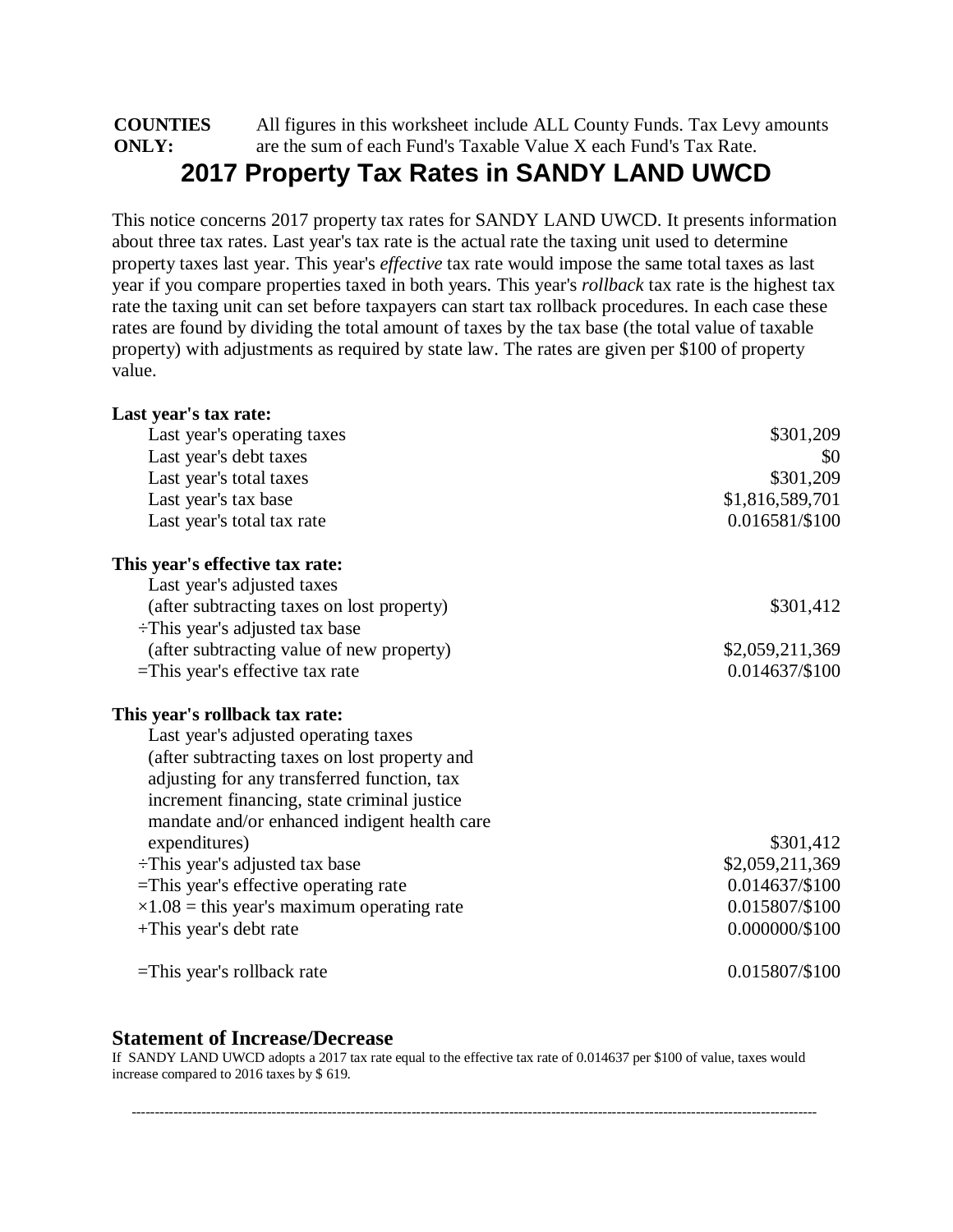**COUNTIES ONLY:** All figures in this worksheet include ALL County Funds. Tax Levy amounts are the sum of each Fund's Taxable Value X each Fund's Tax Rate.

# 2017 Property Tax Rates in SANDY LAND UWCD

This notice concerns 2017 property tax rates for SANDY LAND UWCD. It presents information about three tax rates. Last year's tax rate is the actual rate the taxing unit used to determine property taxes last year. This year's *effective* tax rate would impose the same total taxes as last year if you compare properties taxed in both years. This year's *rollback* tax rate is the highest tax rate the taxing unit can set before taxpayers can start tax rollback procedures. In each case these rates are found by dividing the total amount of taxes by the tax base (the total value of taxable property) with adjustments as required by state law. The rates are given per $100 of property value.

**Last year's tax rate:**

| | |
|---|---|
| Last year's operating taxes | $301,209 |
| Last year's debt taxes | $0 |
| Last year's total taxes | $301,209 |
| Last year's tax base | $1,816,589,701 |
| Last year's total tax rate | 0.016581/$100 |

**This year's effective tax rate:**

| | |
|---|---|
| Last year's adjusted taxes (after subtracting taxes on lost property) | $301,412 |
| ÷This year's adjusted tax base (after subtracting value of new property) | $2,059,211,369 |
| =This year's effective tax rate | 0.014637/$100 |

**This year's rollback tax rate:**

| | |
|---|---|
| Last year's adjusted operating taxes (after subtracting taxes on lost property and adjusting for any transferred function, tax increment financing, state criminal justice mandate and/or enhanced indigent health care expenditures) | $301,412 |
| ÷This year's adjusted tax base | $2,059,211,369 |
| =This year's effective operating rate | 0.014637/$100 |
| ×1.08 = this year's maximum operating rate | 0.015807/$100 |
| +This year's debt rate | 0.000000/$100 |
| =This year's rollback rate | 0.015807/$100 |

## Statement of Increase/Decrease

If SANDY LAND UWCD adopts a 2017 tax rate equal to the effective tax rate of 0.014637 per $100 of value, taxes would increase compared to 2016 taxes by $ 619.

---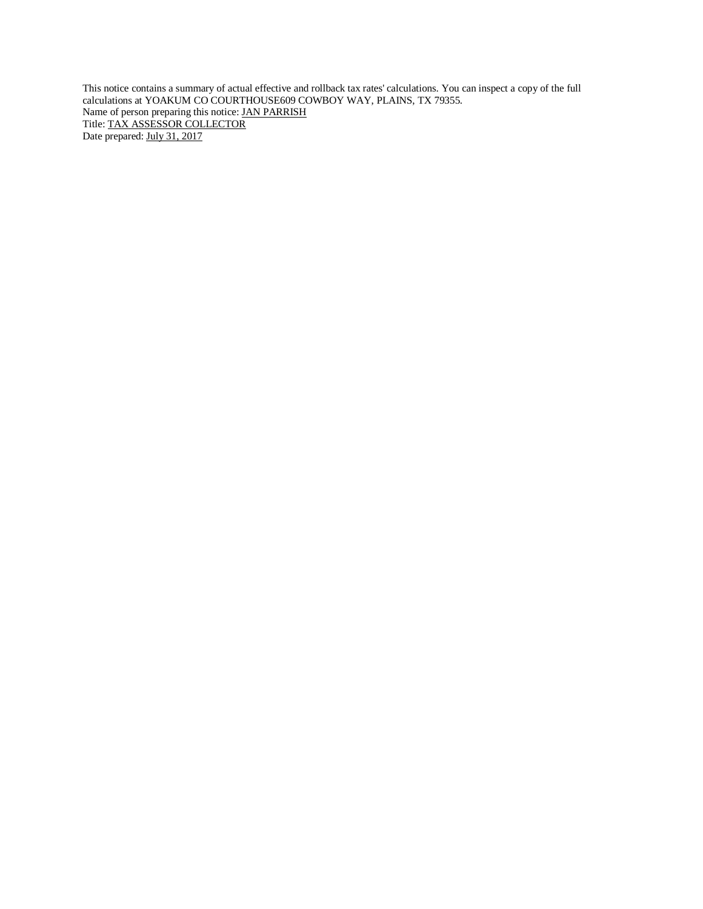This notice contains a summary of actual effective and rollback tax rates' calculations. You can inspect a copy of the full calculations at YOAKUM CO COURTHOUSE609 COWBOY WAY, PLAINS, TX 79355.
Name of person preparing this notice: JAN PARRISH
Title: TAX ASSESSOR COLLECTOR
Date prepared: July 31, 2017